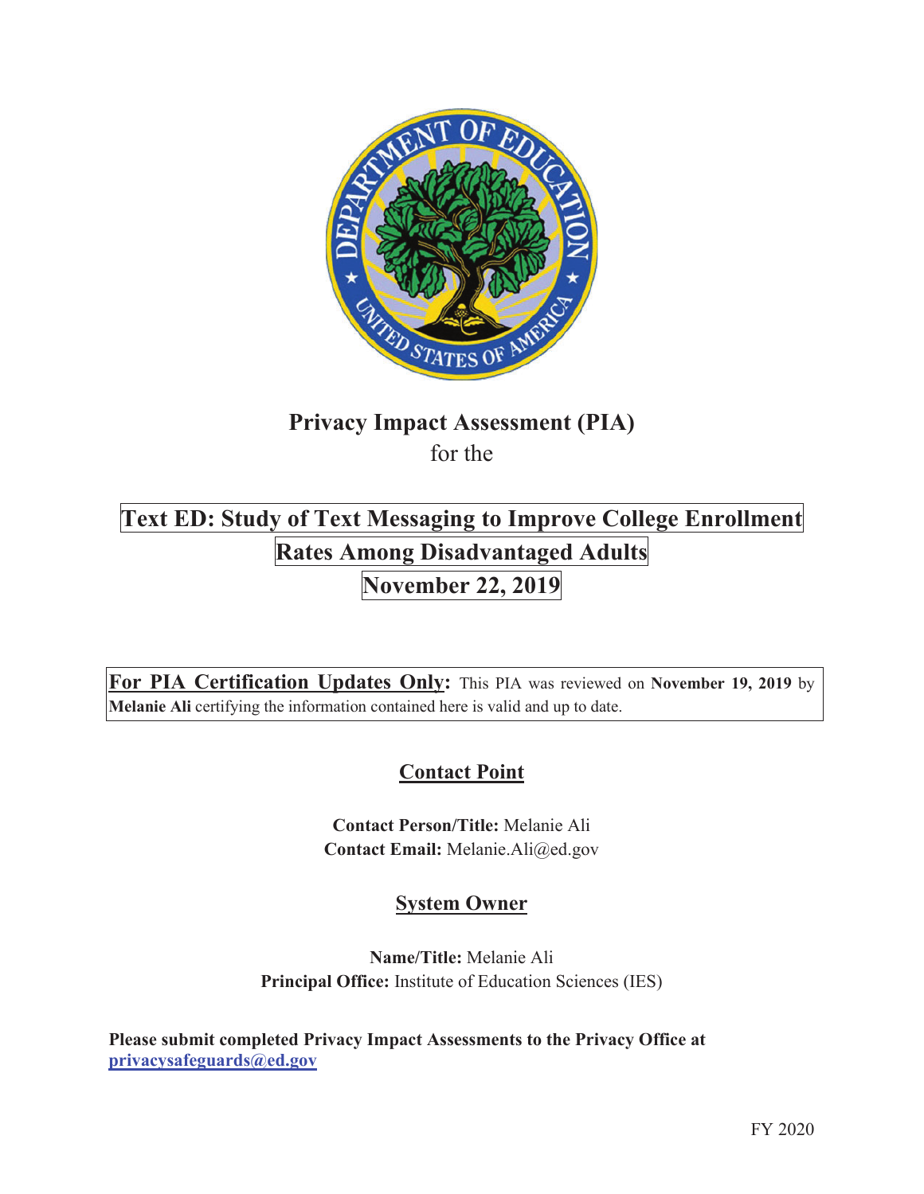**Privacy Impact Assessment (PIA)**

for the

# Text ED: Study of Text Messaging to Improve College Enrollment Rates Among Disadvantaged Adults

## November 22, 2019

**For PIA Certification Updates Only:** This PIA was reviewed on **November 19, 2019** by **Melanie Ali** certifying the information contained here is valid and up to date.

## Contact Point

**Contact Person/Title:** Melanie Ali
**Contact Email:** Melanie.Ali@ed.gov

## System Owner

**Name/Title:** Melanie Ali
**Principal Office:** Institute of Education Sciences (IES)

**Please submit completed Privacy Impact Assessments to the Privacy Office at privacysafeguards@ed.gov**

FY 2020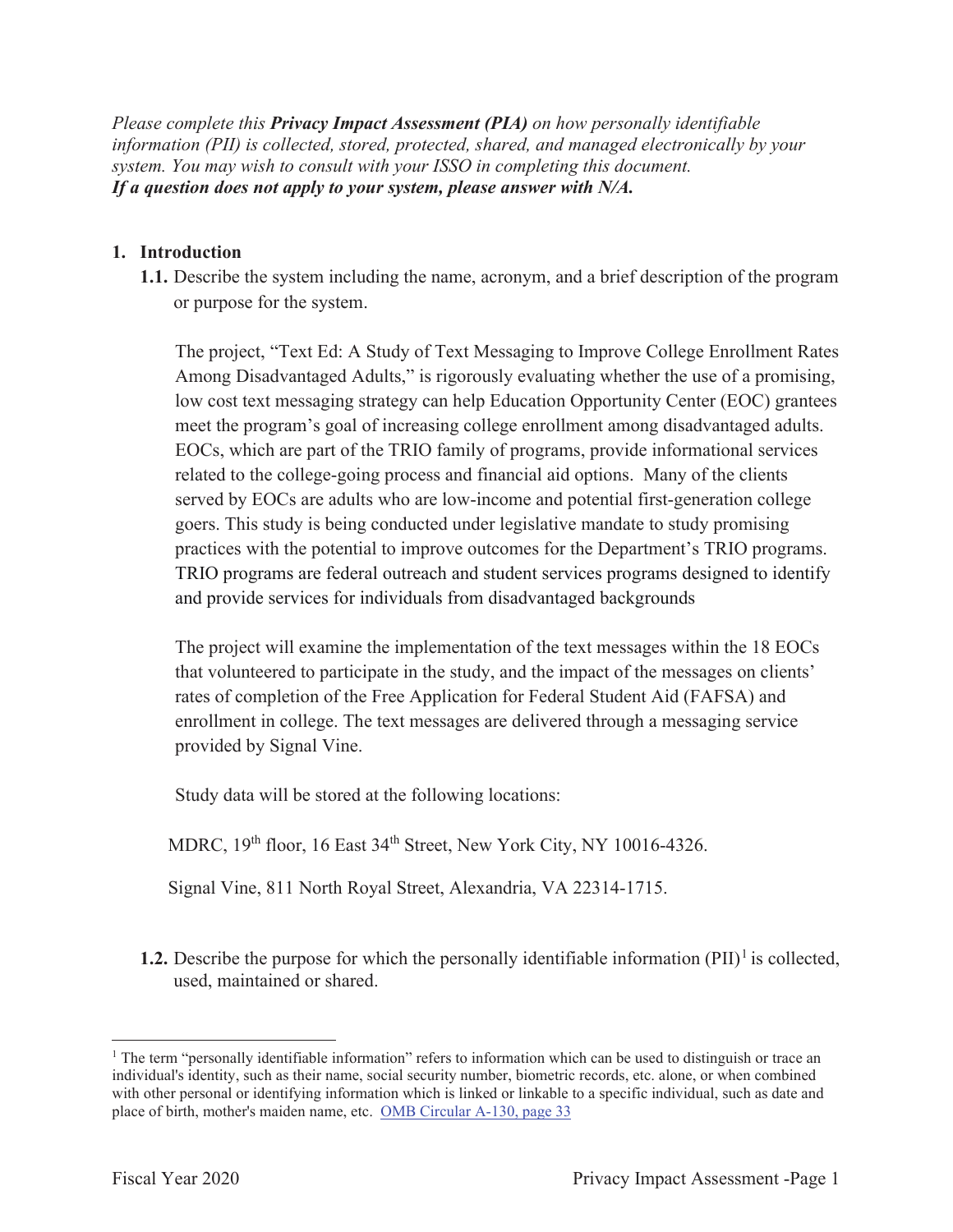*Please complete this **Privacy Impact Assessment (PIA)** on how personally identifiable information (PII) is collected, stored, protected, shared, and managed electronically by your system. You may wish to consult with your ISSO in completing this document.*
***If a question does not apply to your system, please answer with N/A.***

1. **Introduction**

**1.1.** Describe the system including the name, acronym, and a brief description of the program or purpose for the system.

The project, "Text Ed: A Study of Text Messaging to Improve College Enrollment Rates Among Disadvantaged Adults," is rigorously evaluating whether the use of a promising, low cost text messaging strategy can help Education Opportunity Center (EOC) grantees meet the program's goal of increasing college enrollment among disadvantaged adults. EOCs, which are part of the TRIO family of programs, provide informational services related to the college-going process and financial aid options. Many of the clients served by EOCs are adults who are low-income and potential first-generation college goers. This study is being conducted under legislative mandate to study promising practices with the potential to improve outcomes for the Department's TRIO programs. TRIO programs are federal outreach and student services programs designed to identify and provide services for individuals from disadvantaged backgrounds

The project will examine the implementation of the text messages within the 18 EOCs that volunteered to participate in the study, and the impact of the messages on clients' rates of completion of the Free Application for Federal Student Aid (FAFSA) and enrollment in college. The text messages are delivered through a messaging service provided by Signal Vine.

Study data will be stored at the following locations:

MDRC, 19th floor, 16 East 34th Street, New York City, NY 10016-4326.

Signal Vine, 811 North Royal Street, Alexandria, VA 22314-1715.

**1.2.** Describe the purpose for which the personally identifiable information (PII)[1] is collected, used, maintained or shared.

[1] The term "personally identifiable information" refers to information which can be used to distinguish or trace an individual's identity, such as their name, social security number, biometric records, etc. alone, or when combined with other personal or identifying information which is linked or linkable to a specific individual, such as date and place of birth, mother's maiden name, etc. OMB Circular A-130, page 33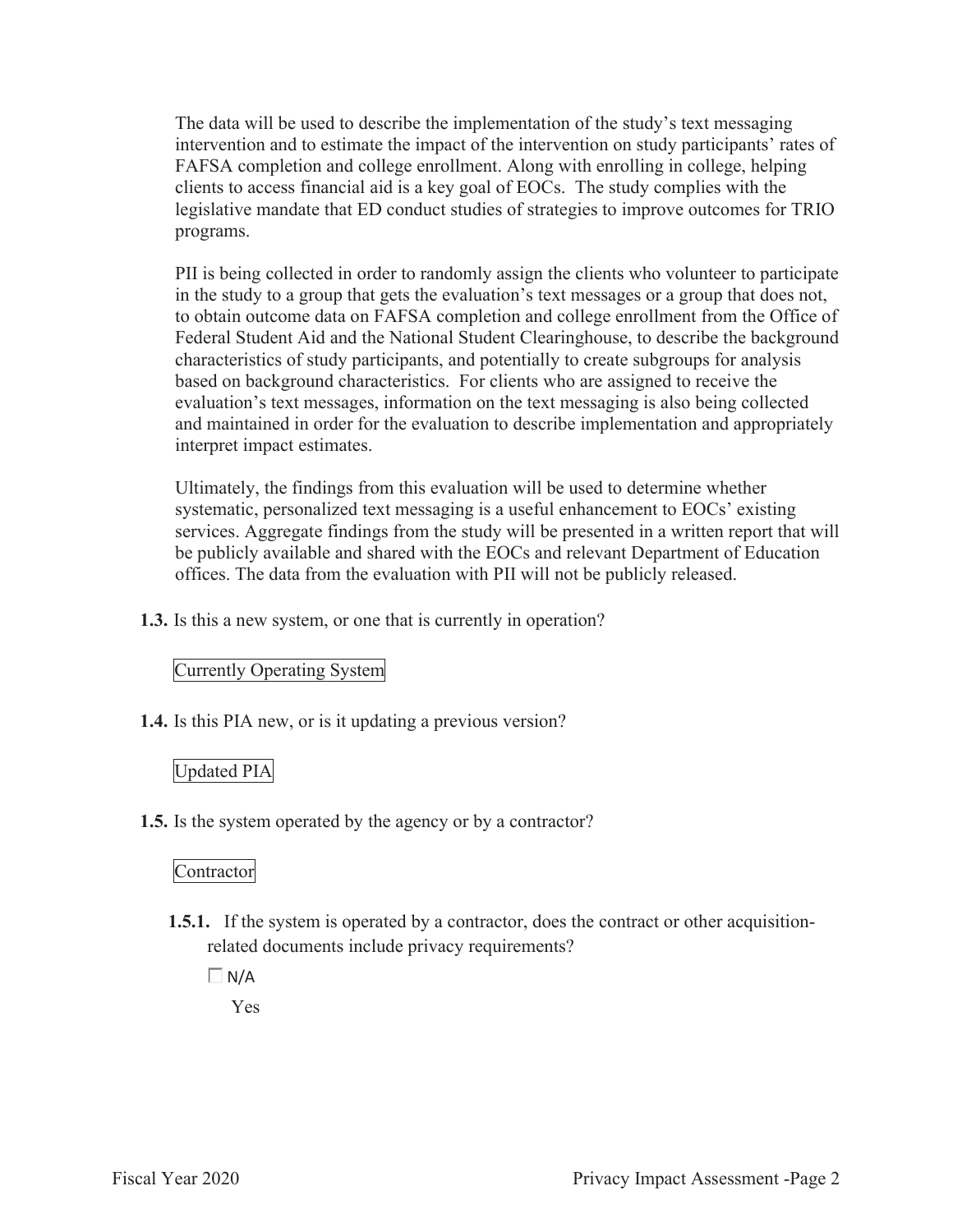The data will be used to describe the implementation of the study's text messaging intervention and to estimate the impact of the intervention on study participants' rates of FAFSA completion and college enrollment. Along with enrolling in college, helping clients to access financial aid is a key goal of EOCs. The study complies with the legislative mandate that ED conduct studies of strategies to improve outcomes for TRIO programs.

PII is being collected in order to randomly assign the clients who volunteer to participate in the study to a group that gets the evaluation's text messages or a group that does not, to obtain outcome data on FAFSA completion and college enrollment from the Office of Federal Student Aid and the National Student Clearinghouse, to describe the background characteristics of study participants, and potentially to create subgroups for analysis based on background characteristics. For clients who are assigned to receive the evaluation's text messages, information on the text messaging is also being collected and maintained in order for the evaluation to describe implementation and appropriately interpret impact estimates.

Ultimately, the findings from this evaluation will be used to determine whether systematic, personalized text messaging is a useful enhancement to EOCs' existing services. Aggregate findings from the study will be presented in a written report that will be publicly available and shared with the EOCs and relevant Department of Education offices. The data from the evaluation with PII will not be publicly released.

**1.3.** Is this a new system, or one that is currently in operation?

Currently Operating System

**1.4.** Is this PIA new, or is it updating a previous version?

Updated PIA

**1.5.** Is the system operated by the agency or by a contractor?

Contractor

**1.5.1.** If the system is operated by a contractor, does the contract or other acquisition-related documents include privacy requirements?

☐ N/A

Yes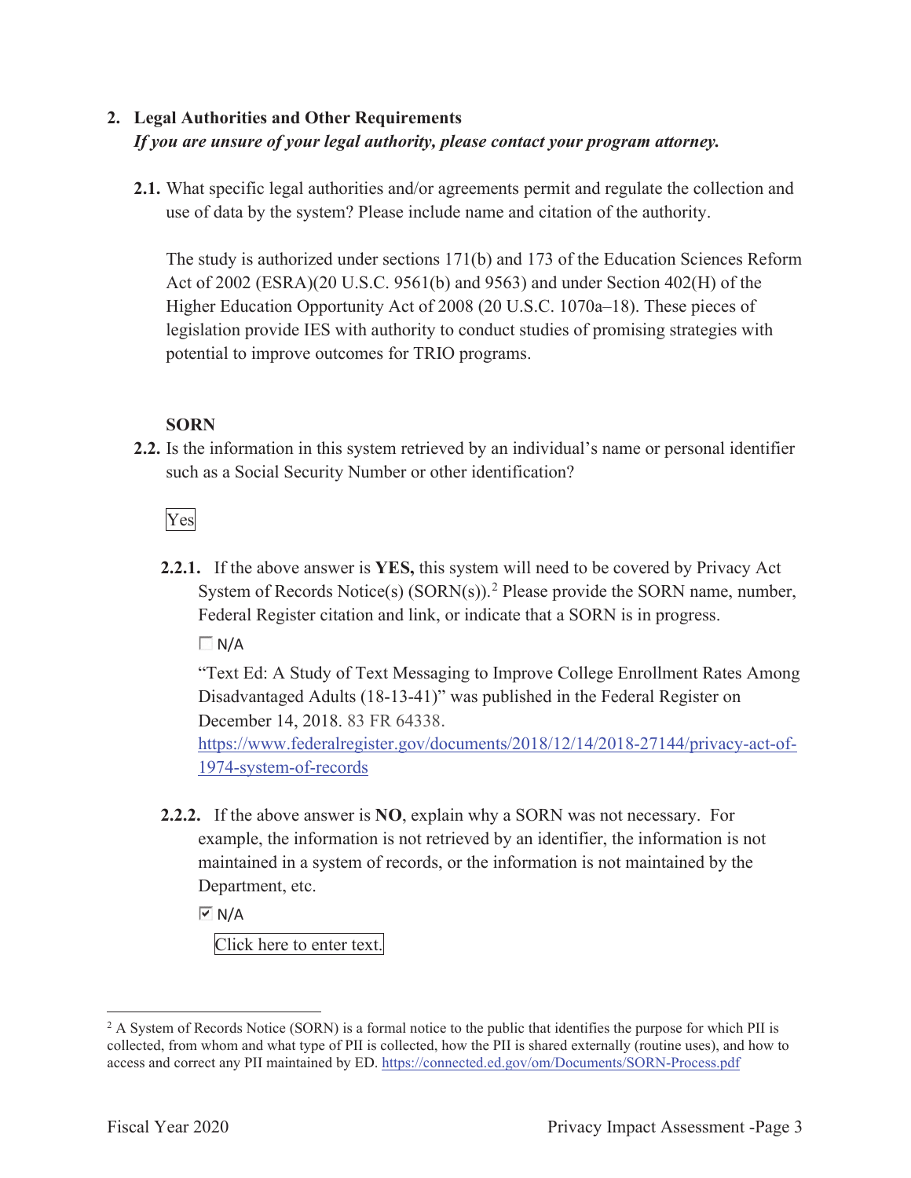## 2. Legal Authorities and Other Requirements

***If you are unsure of your legal authority, please contact your program attorney.***

**2.1.** What specific legal authorities and/or agreements permit and regulate the collection and use of data by the system? Please include name and citation of the authority.

The study is authorized under sections 171(b) and 173 of the Education Sciences Reform Act of 2002 (ESRA)(20 U.S.C. 9561(b) and 9563) and under Section 402(H) of the Higher Education Opportunity Act of 2008 (20 U.S.C. 1070a–18). These pieces of legislation provide IES with authority to conduct studies of promising strategies with potential to improve outcomes for TRIO programs.

**SORN**

**2.2.** Is the information in this system retrieved by an individual's name or personal identifier such as a Social Security Number or other identification?

Yes

**2.2.1.** If the above answer is **YES,** this system will need to be covered by Privacy Act System of Records Notice(s) (SORN(s)).[2] Please provide the SORN name, number, Federal Register citation and link, or indicate that a SORN is in progress.

☐ N/A

"Text Ed: A Study of Text Messaging to Improve College Enrollment Rates Among Disadvantaged Adults (18-13-41)" was published in the Federal Register on December 14, 2018. 83 FR 64338. https://www.federalregister.gov/documents/2018/12/14/2018-27144/privacy-act-of-1974-system-of-records

**2.2.2.** If the above answer is **NO**, explain why a SORN was not necessary. For example, the information is not retrieved by an identifier, the information is not maintained in a system of records, or the information is not maintained by the Department, etc.

☑ N/A

Click here to enter text.

[2] A System of Records Notice (SORN) is a formal notice to the public that identifies the purpose for which PII is collected, from whom and what type of PII is collected, how the PII is shared externally (routine uses), and how to access and correct any PII maintained by ED. https://connected.ed.gov/om/Documents/SORN-Process.pdf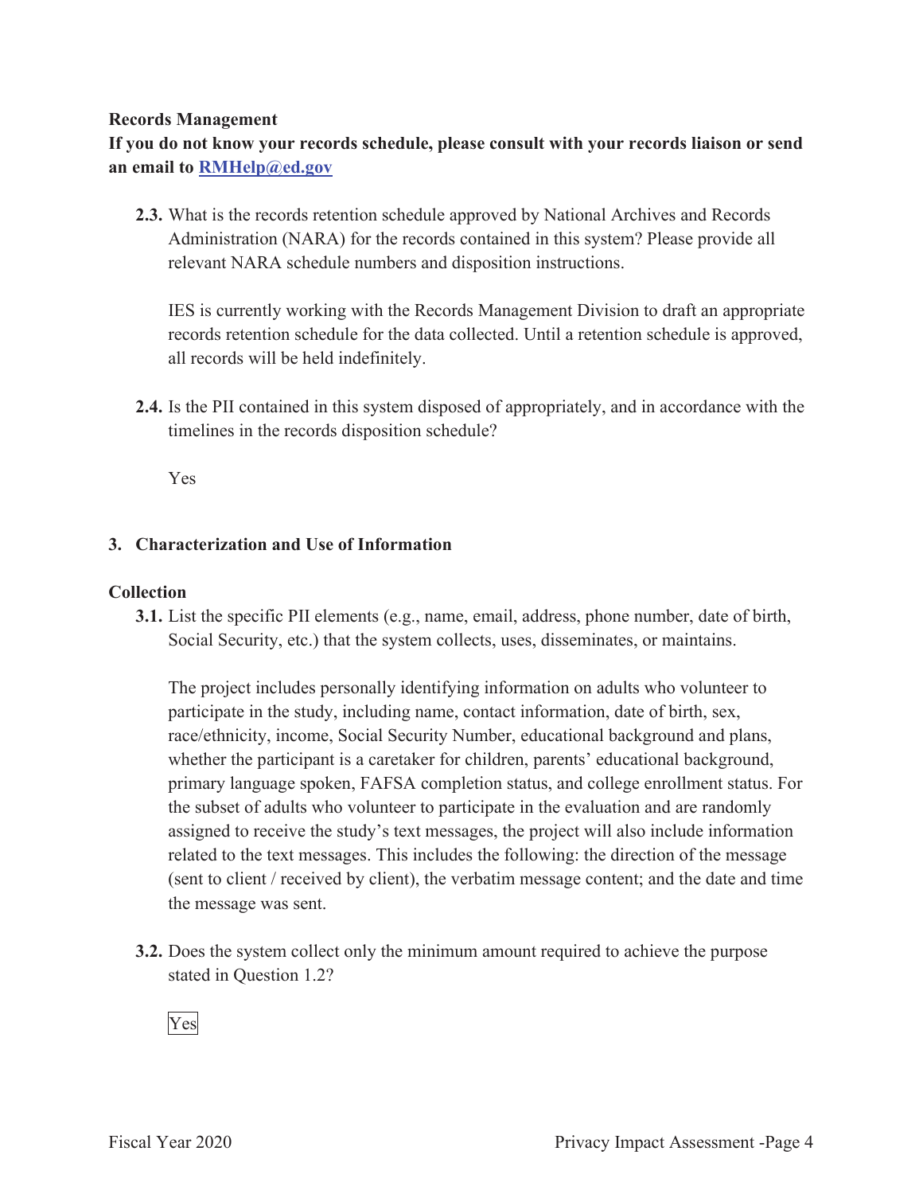**Records Management**

**If you do not know your records schedule, please consult with your records liaison or send an email to [RMHelp@ed.gov](mailto:RMHelp@ed.gov)**

**2.3.** What is the records retention schedule approved by National Archives and Records Administration (NARA) for the records contained in this system? Please provide all relevant NARA schedule numbers and disposition instructions.

IES is currently working with the Records Management Division to draft an appropriate records retention schedule for the data collected. Until a retention schedule is approved, all records will be held indefinitely.

**2.4.** Is the PII contained in this system disposed of appropriately, and in accordance with the timelines in the records disposition schedule?

Yes

## 3. Characterization and Use of Information

**Collection**

**3.1.** List the specific PII elements (e.g., name, email, address, phone number, date of birth, Social Security, etc.) that the system collects, uses, disseminates, or maintains.

The project includes personally identifying information on adults who volunteer to participate in the study, including name, contact information, date of birth, sex, race/ethnicity, income, Social Security Number, educational background and plans, whether the participant is a caretaker for children, parents' educational background, primary language spoken, FAFSA completion status, and college enrollment status. For the subset of adults who volunteer to participate in the evaluation and are randomly assigned to receive the study's text messages, the project will also include information related to the text messages. This includes the following: the direction of the message (sent to client / received by client), the verbatim message content; and the date and time the message was sent.

**3.2.** Does the system collect only the minimum amount required to achieve the purpose stated in Question 1.2?

Yes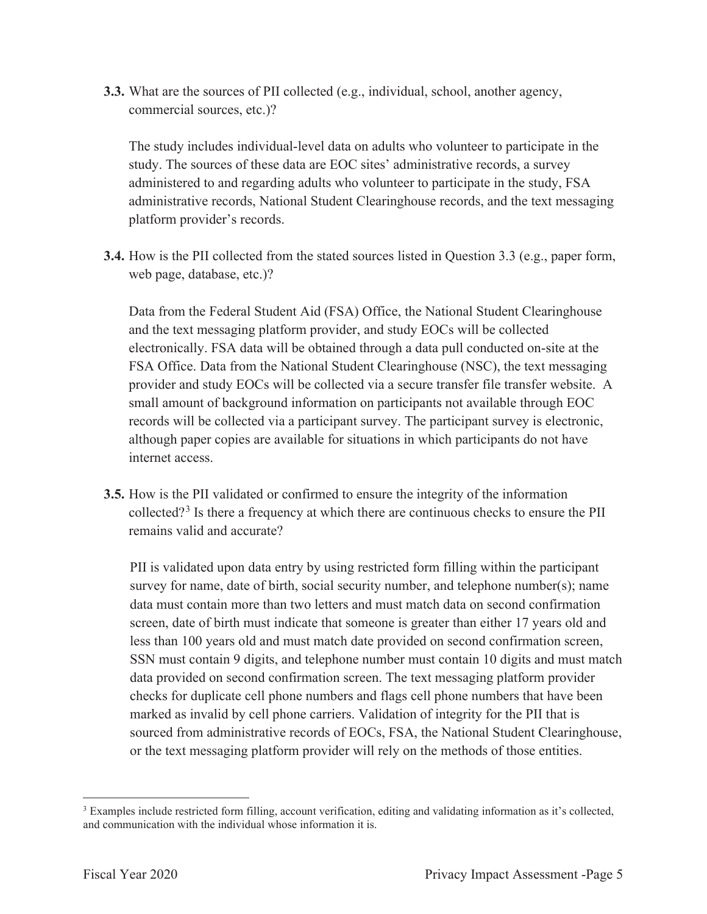**3.3.** What are the sources of PII collected (e.g., individual, school, another agency, commercial sources, etc.)?

The study includes individual-level data on adults who volunteer to participate in the study. The sources of these data are EOC sites' administrative records, a survey administered to and regarding adults who volunteer to participate in the study, FSA administrative records, National Student Clearinghouse records, and the text messaging platform provider's records.

**3.4.** How is the PII collected from the stated sources listed in Question 3.3 (e.g., paper form, web page, database, etc.)?

Data from the Federal Student Aid (FSA) Office, the National Student Clearinghouse and the text messaging platform provider, and study EOCs will be collected electronically. FSA data will be obtained through a data pull conducted on-site at the FSA Office. Data from the National Student Clearinghouse (NSC), the text messaging provider and study EOCs will be collected via a secure transfer file transfer website. A small amount of background information on participants not available through EOC records will be collected via a participant survey. The participant survey is electronic, although paper copies are available for situations in which participants do not have internet access.

**3.5.** How is the PII validated or confirmed to ensure the integrity of the information collected?[3] Is there a frequency at which there are continuous checks to ensure the PII remains valid and accurate?

PII is validated upon data entry by using restricted form filling within the participant survey for name, date of birth, social security number, and telephone number(s); name data must contain more than two letters and must match data on second confirmation screen, date of birth must indicate that someone is greater than either 17 years old and less than 100 years old and must match date provided on second confirmation screen, SSN must contain 9 digits, and telephone number must contain 10 digits and must match data provided on second confirmation screen. The text messaging platform provider checks for duplicate cell phone numbers and flags cell phone numbers that have been marked as invalid by cell phone carriers. Validation of integrity for the PII that is sourced from administrative records of EOCs, FSA, the National Student Clearinghouse, or the text messaging platform provider will rely on the methods of those entities.

[3] Examples include restricted form filling, account verification, editing and validating information as it's collected, and communication with the individual whose information it is.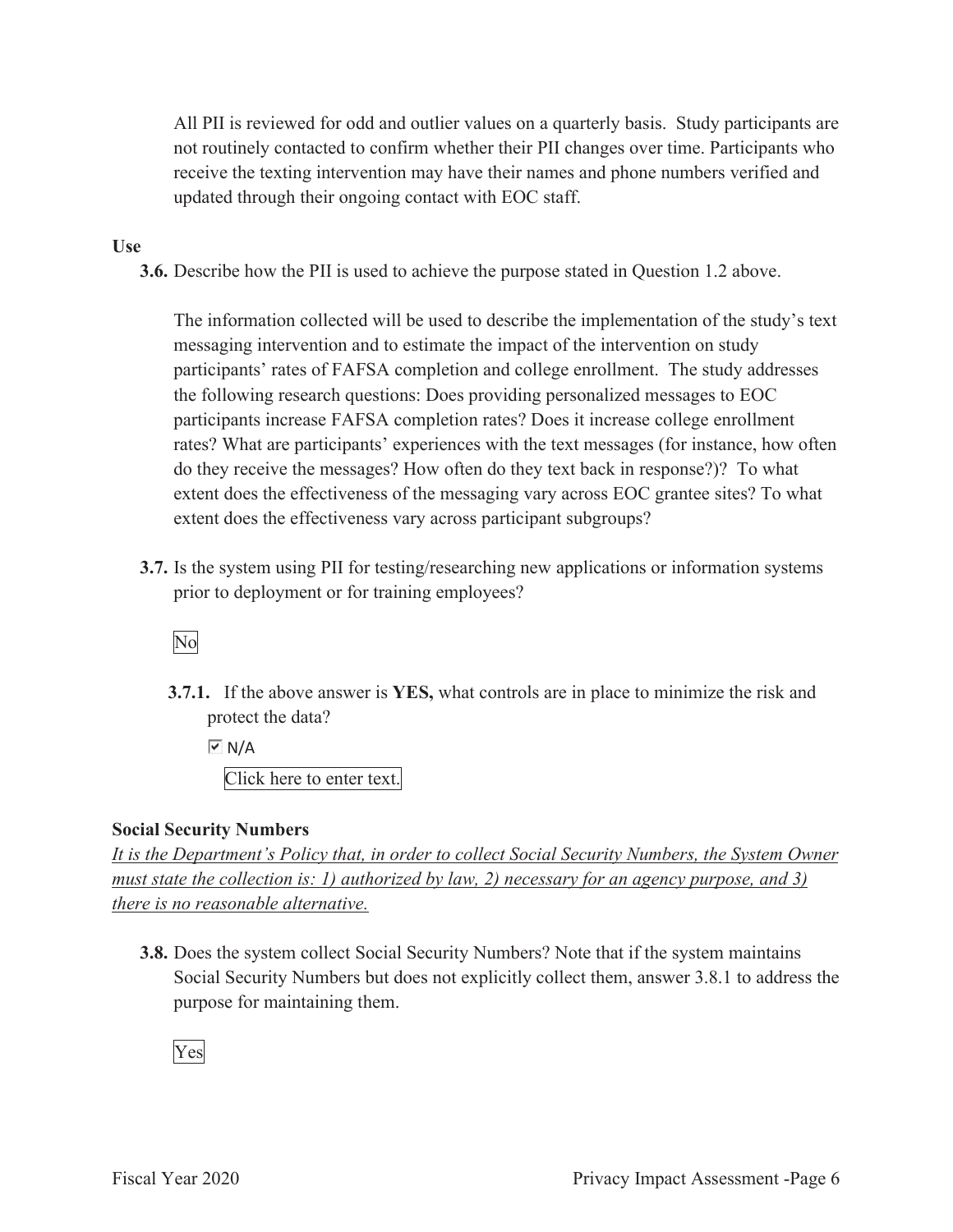All PII is reviewed for odd and outlier values on a quarterly basis. Study participants are not routinely contacted to confirm whether their PII changes over time. Participants who receive the texting intervention may have their names and phone numbers verified and updated through their ongoing contact with EOC staff.

**Use**

**3.6.** Describe how the PII is used to achieve the purpose stated in Question 1.2 above.

The information collected will be used to describe the implementation of the study's text messaging intervention and to estimate the impact of the intervention on study participants' rates of FAFSA completion and college enrollment. The study addresses the following research questions: Does providing personalized messages to EOC participants increase FAFSA completion rates? Does it increase college enrollment rates? What are participants' experiences with the text messages (for instance, how often do they receive the messages? How often do they text back in response?)? To what extent does the effectiveness of the messaging vary across EOC grantee sites? To what extent does the effectiveness vary across participant subgroups?

**3.7.** Is the system using PII for testing/researching new applications or information systems prior to deployment or for training employees?

No

**3.7.1.** If the above answer is **YES,** what controls are in place to minimize the risk and protect the data?

☑ N/A

Click here to enter text.

**Social Security Numbers**

*It is the Department's Policy that, in order to collect Social Security Numbers, the System Owner must state the collection is: 1) authorized by law, 2) necessary for an agency purpose, and 3) there is no reasonable alternative.*

**3.8.** Does the system collect Social Security Numbers? Note that if the system maintains Social Security Numbers but does not explicitly collect them, answer 3.8.1 to address the purpose for maintaining them.

Yes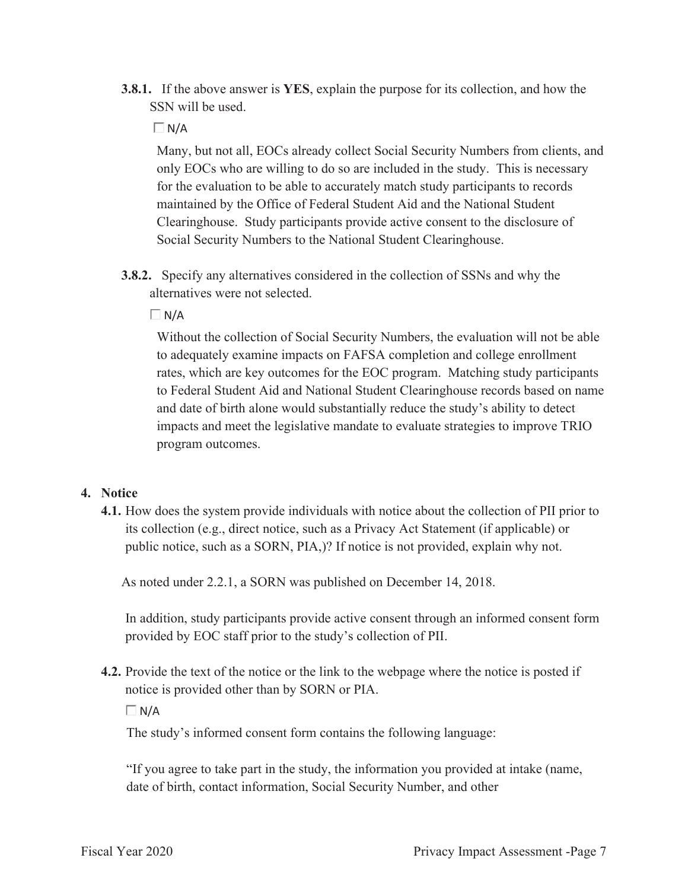**3.8.1.** If the above answer is **YES**, explain the purpose for its collection, and how the SSN will be used.

☐ N/A

Many, but not all, EOCs already collect Social Security Numbers from clients, and only EOCs who are willing to do so are included in the study. This is necessary for the evaluation to be able to accurately match study participants to records maintained by the Office of Federal Student Aid and the National Student Clearinghouse. Study participants provide active consent to the disclosure of Social Security Numbers to the National Student Clearinghouse.

**3.8.2.** Specify any alternatives considered in the collection of SSNs and why the alternatives were not selected.

☐ N/A

Without the collection of Social Security Numbers, the evaluation will not be able to adequately examine impacts on FAFSA completion and college enrollment rates, which are key outcomes for the EOC program. Matching study participants to Federal Student Aid and National Student Clearinghouse records based on name and date of birth alone would substantially reduce the study's ability to detect impacts and meet the legislative mandate to evaluate strategies to improve TRIO program outcomes.

**4. Notice**

**4.1.** How does the system provide individuals with notice about the collection of PII prior to its collection (e.g., direct notice, such as a Privacy Act Statement (if applicable) or public notice, such as a SORN, PIA,)? If notice is not provided, explain why not.

As noted under 2.2.1, a SORN was published on December 14, 2018.

In addition, study participants provide active consent through an informed consent form provided by EOC staff prior to the study's collection of PII.

**4.2.** Provide the text of the notice or the link to the webpage where the notice is posted if notice is provided other than by SORN or PIA.

☐ N/A

The study's informed consent form contains the following language:

"If you agree to take part in the study, the information you provided at intake (name, date of birth, contact information, Social Security Number, and other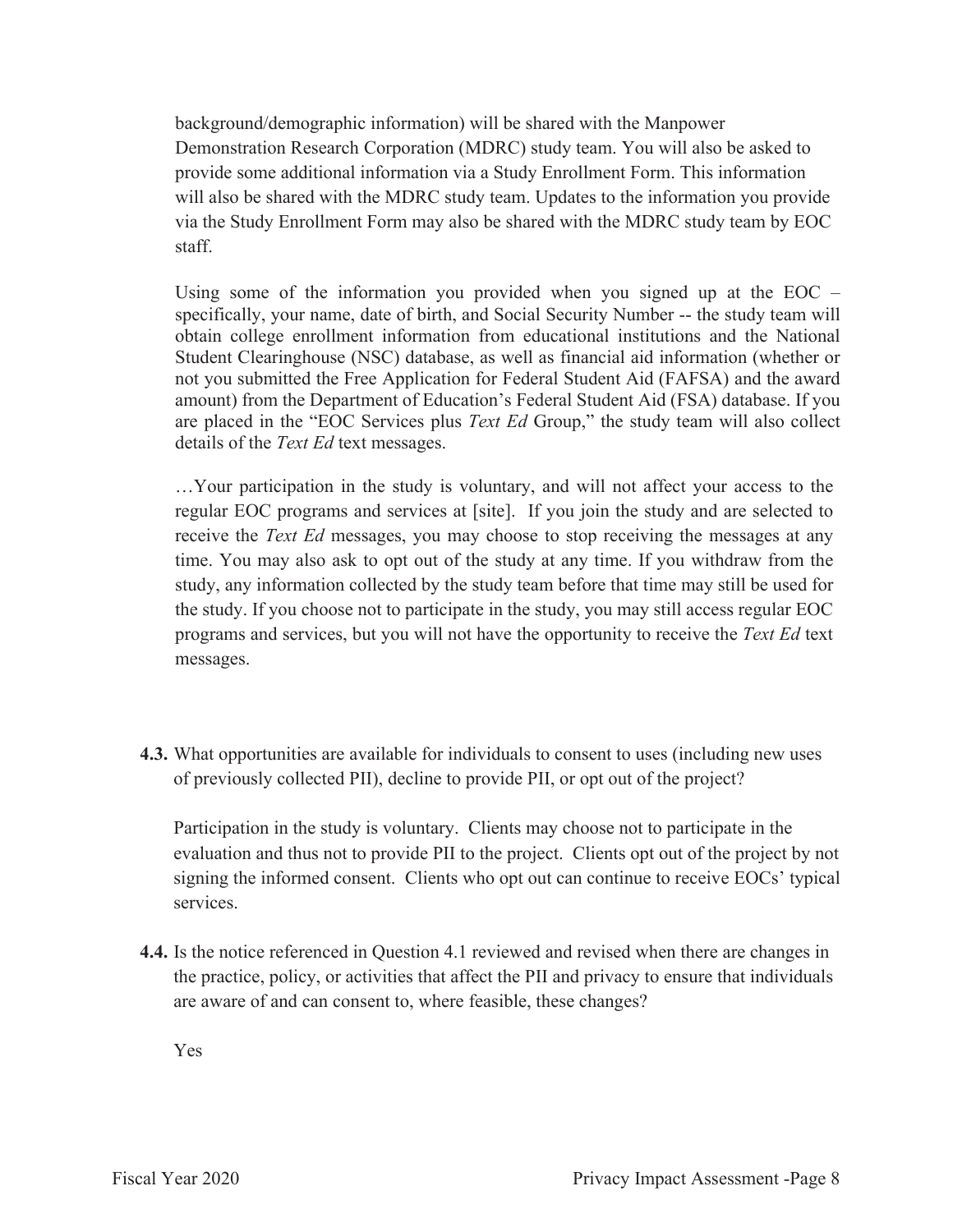background/demographic information) will be shared with the Manpower Demonstration Research Corporation (MDRC) study team. You will also be asked to provide some additional information via a Study Enrollment Form. This information will also be shared with the MDRC study team. Updates to the information you provide via the Study Enrollment Form may also be shared with the MDRC study team by EOC staff.

Using some of the information you provided when you signed up at the EOC – specifically, your name, date of birth, and Social Security Number -- the study team will obtain college enrollment information from educational institutions and the National Student Clearinghouse (NSC) database, as well as financial aid information (whether or not you submitted the Free Application for Federal Student Aid (FAFSA) and the award amount) from the Department of Education's Federal Student Aid (FSA) database. If you are placed in the "EOC Services plus *Text Ed* Group," the study team will also collect details of the *Text Ed* text messages.

…Your participation in the study is voluntary, and will not affect your access to the regular EOC programs and services at [site]. If you join the study and are selected to receive the *Text Ed* messages, you may choose to stop receiving the messages at any time. You may also ask to opt out of the study at any time. If you withdraw from the study, any information collected by the study team before that time may still be used for the study. If you choose not to participate in the study, you may still access regular EOC programs and services, but you will not have the opportunity to receive the *Text Ed* text messages.

**4.3.** What opportunities are available for individuals to consent to uses (including new uses of previously collected PII), decline to provide PII, or opt out of the project?

Participation in the study is voluntary. Clients may choose not to participate in the evaluation and thus not to provide PII to the project. Clients opt out of the project by not signing the informed consent. Clients who opt out can continue to receive EOCs' typical services.

**4.4.** Is the notice referenced in Question 4.1 reviewed and revised when there are changes in the practice, policy, or activities that affect the PII and privacy to ensure that individuals are aware of and can consent to, where feasible, these changes?

Yes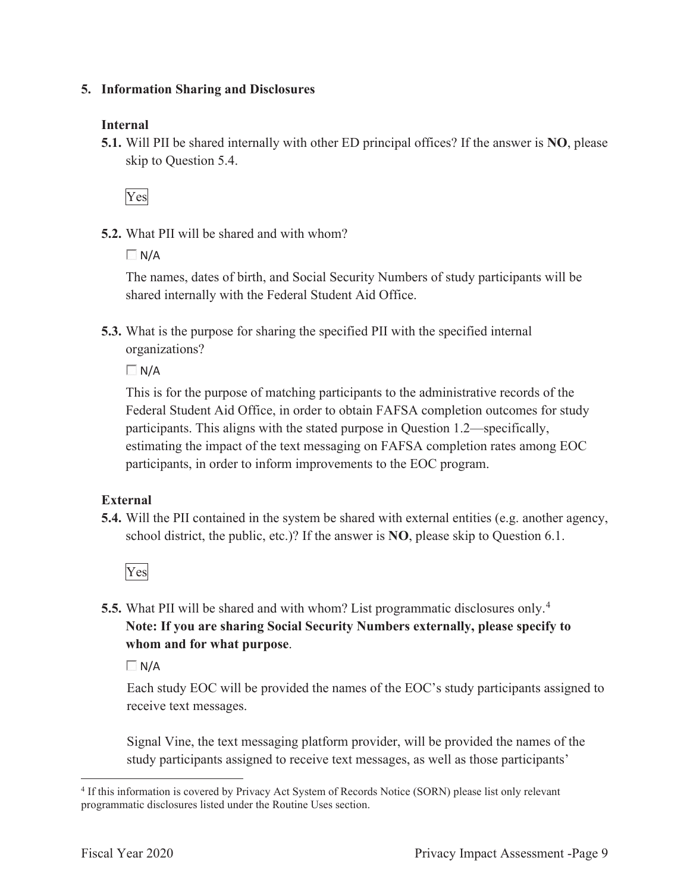## 5. Information Sharing and Disclosures

### Internal

**5.1.** Will PII be shared internally with other ED principal offices? If the answer is **NO**, please skip to Question 5.4.

Yes

**5.2.** What PII will be shared and with whom?

☐ N/A

The names, dates of birth, and Social Security Numbers of study participants will be shared internally with the Federal Student Aid Office.

**5.3.** What is the purpose for sharing the specified PII with the specified internal organizations?

☐ N/A

This is for the purpose of matching participants to the administrative records of the Federal Student Aid Office, in order to obtain FAFSA completion outcomes for study participants. This aligns with the stated purpose in Question 1.2—specifically, estimating the impact of the text messaging on FAFSA completion rates among EOC participants, in order to inform improvements to the EOC program.

### External

**5.4.** Will the PII contained in the system be shared with external entities (e.g. another agency, school district, the public, etc.)? If the answer is **NO**, please skip to Question 6.1.

Yes

**5.5.** What PII will be shared and with whom? List programmatic disclosures only.[4] **Note: If you are sharing Social Security Numbers externally, please specify to whom and for what purpose**.

☐ N/A

Each study EOC will be provided the names of the EOC's study participants assigned to receive text messages.

Signal Vine, the text messaging platform provider, will be provided the names of the study participants assigned to receive text messages, as well as those participants'

---

[4] If this information is covered by Privacy Act System of Records Notice (SORN) please list only relevant programmatic disclosures listed under the Routine Uses section.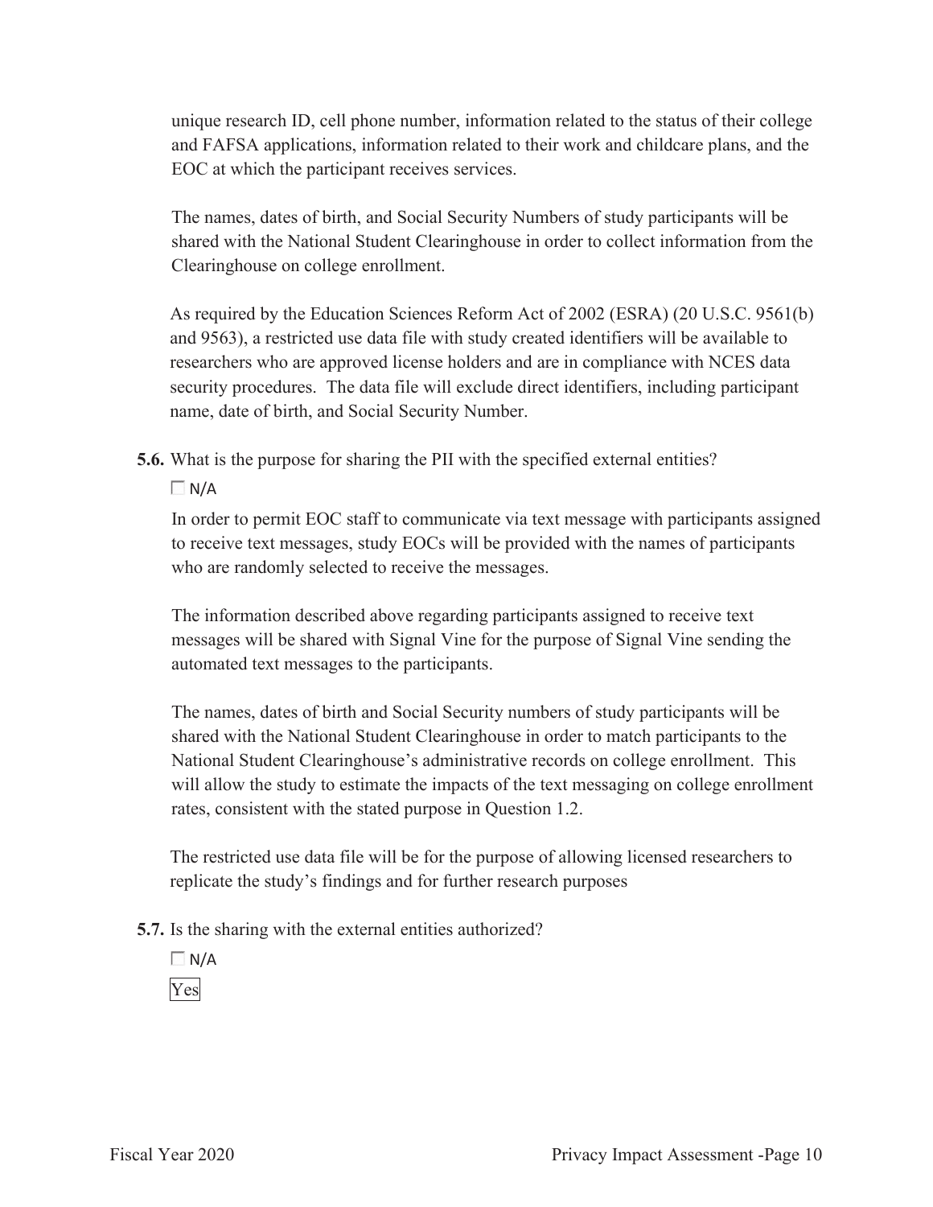unique research ID, cell phone number, information related to the status of their college and FAFSA applications, information related to their work and childcare plans, and the EOC at which the participant receives services.

The names, dates of birth, and Social Security Numbers of study participants will be shared with the National Student Clearinghouse in order to collect information from the Clearinghouse on college enrollment.

As required by the Education Sciences Reform Act of 2002 (ESRA) (20 U.S.C. 9561(b) and 9563), a restricted use data file with study created identifiers will be available to researchers who are approved license holders and are in compliance with NCES data security procedures. The data file will exclude direct identifiers, including participant name, date of birth, and Social Security Number.

**5.6.** What is the purpose for sharing the PII with the specified external entities?

☐ N/A

In order to permit EOC staff to communicate via text message with participants assigned to receive text messages, study EOCs will be provided with the names of participants who are randomly selected to receive the messages.

The information described above regarding participants assigned to receive text messages will be shared with Signal Vine for the purpose of Signal Vine sending the automated text messages to the participants.

The names, dates of birth and Social Security numbers of study participants will be shared with the National Student Clearinghouse in order to match participants to the National Student Clearinghouse's administrative records on college enrollment. This will allow the study to estimate the impacts of the text messaging on college enrollment rates, consistent with the stated purpose in Question 1.2.

The restricted use data file will be for the purpose of allowing licensed researchers to replicate the study's findings and for further research purposes

**5.7.** Is the sharing with the external entities authorized?

☐ N/A

Yes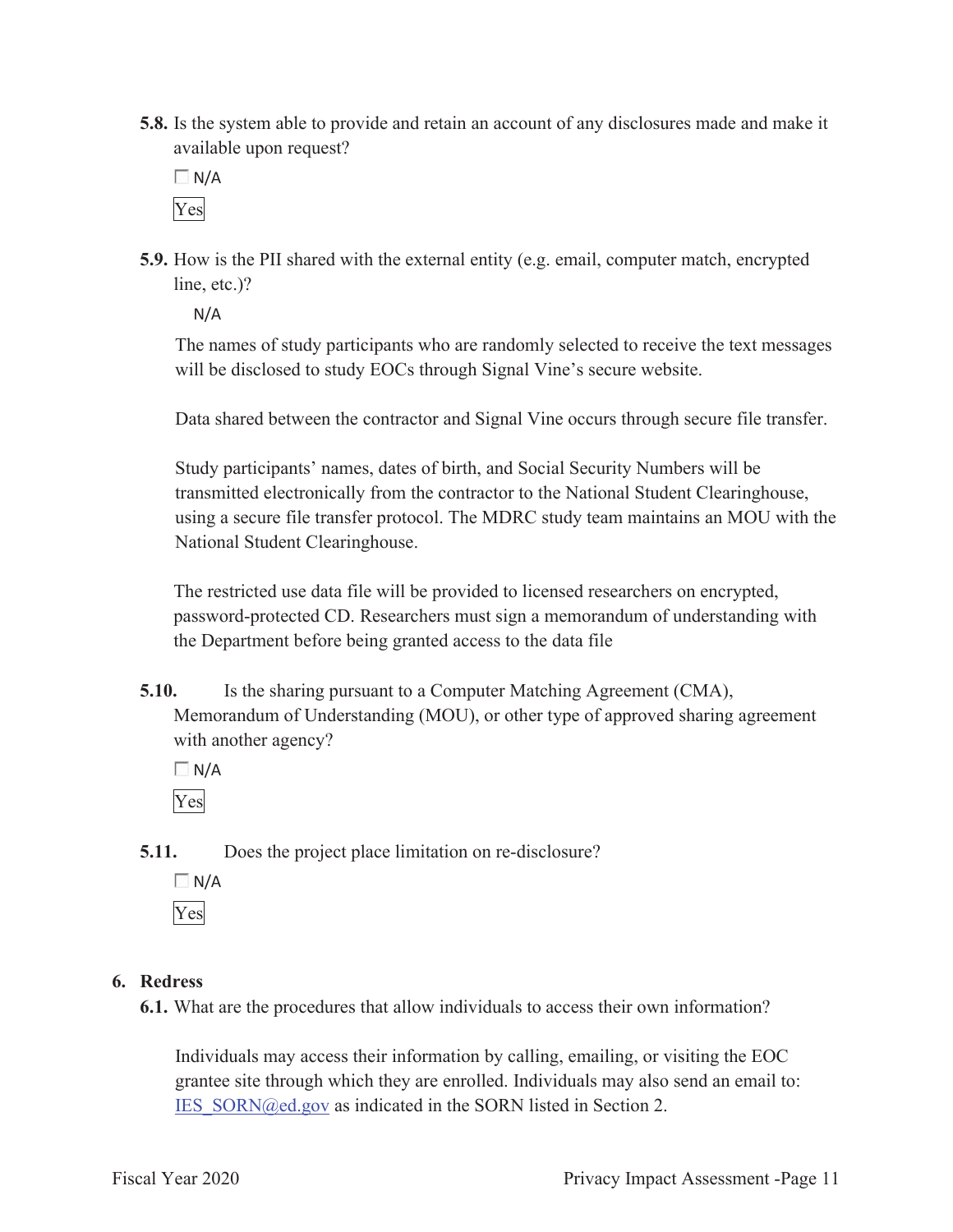**5.8.** Is the system able to provide and retain an account of any disclosures made and make it available upon request?

☐ N/A

Yes

**5.9.** How is the PII shared with the external entity (e.g. email, computer match, encrypted line, etc.)?

N/A

The names of study participants who are randomly selected to receive the text messages will be disclosed to study EOCs through Signal Vine's secure website.

Data shared between the contractor and Signal Vine occurs through secure file transfer.

Study participants' names, dates of birth, and Social Security Numbers will be transmitted electronically from the contractor to the National Student Clearinghouse, using a secure file transfer protocol. The MDRC study team maintains an MOU with the National Student Clearinghouse.

The restricted use data file will be provided to licensed researchers on encrypted, password-protected CD. Researchers must sign a memorandum of understanding with the Department before being granted access to the data file

**5.10.** Is the sharing pursuant to a Computer Matching Agreement (CMA), Memorandum of Understanding (MOU), or other type of approved sharing agreement with another agency?

☐ N/A

Yes

**5.11.** Does the project place limitation on re-disclosure?

☐ N/A

Yes

## 6. Redress

**6.1.** What are the procedures that allow individuals to access their own information?

Individuals may access their information by calling, emailing, or visiting the EOC grantee site through which they are enrolled. Individuals may also send an email to: IES_SORN@ed.gov as indicated in the SORN listed in Section 2.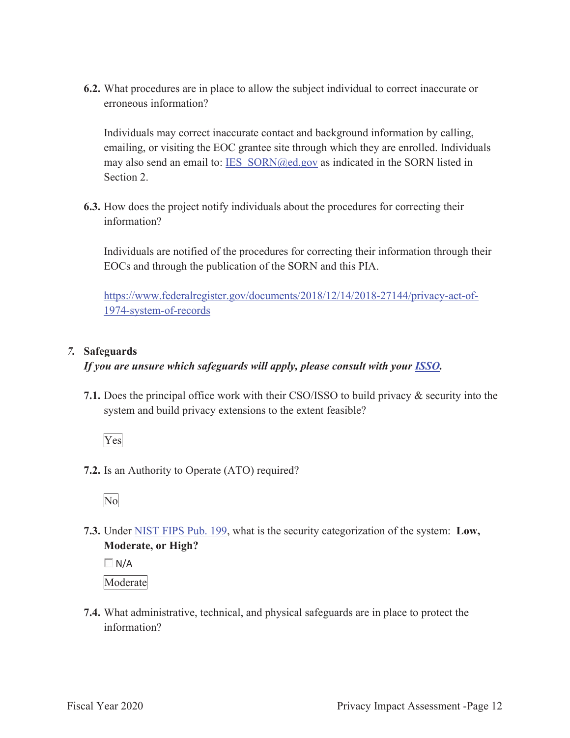**6.2.** What procedures are in place to allow the subject individual to correct inaccurate or erroneous information?

Individuals may correct inaccurate contact and background information by calling, emailing, or visiting the EOC grantee site through which they are enrolled. Individuals may also send an email to: IES_SORN@ed.gov as indicated in the SORN listed in Section 2.

**6.3.** How does the project notify individuals about the procedures for correcting their information?

Individuals are notified of the procedures for correcting their information through their EOCs and through the publication of the SORN and this PIA.

https://www.federalregister.gov/documents/2018/12/14/2018-27144/privacy-act-of-1974-system-of-records

## *7.* Safeguards

***If you are unsure which safeguards will apply, please consult with your ISSO.***

**7.1.** Does the principal office work with their CSO/ISSO to build privacy & security into the system and build privacy extensions to the extent feasible?

Yes

**7.2.** Is an Authority to Operate (ATO) required?

No

**7.3.** Under NIST FIPS Pub. 199, what is the security categorization of the system: **Low, Moderate, or High?**

☐ N/A

Moderate

**7.4.** What administrative, technical, and physical safeguards are in place to protect the information?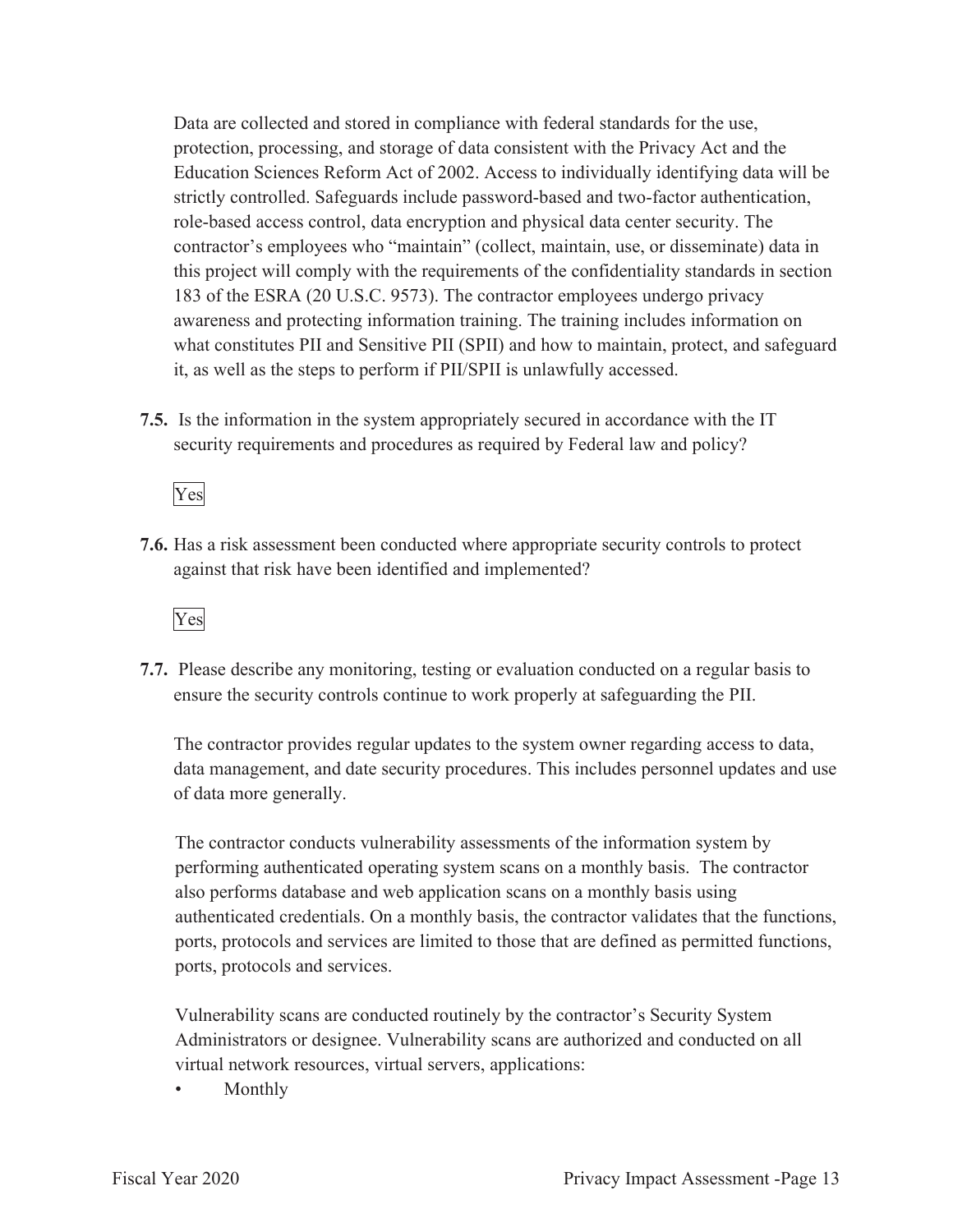Data are collected and stored in compliance with federal standards for the use, protection, processing, and storage of data consistent with the Privacy Act and the Education Sciences Reform Act of 2002. Access to individually identifying data will be strictly controlled. Safeguards include password-based and two-factor authentication, role-based access control, data encryption and physical data center security. The contractor's employees who "maintain" (collect, maintain, use, or disseminate) data in this project will comply with the requirements of the confidentiality standards in section 183 of the ESRA (20 U.S.C. 9573). The contractor employees undergo privacy awareness and protecting information training. The training includes information on what constitutes PII and Sensitive PII (SPII) and how to maintain, protect, and safeguard it, as well as the steps to perform if PII/SPII is unlawfully accessed.

**7.5.** Is the information in the system appropriately secured in accordance with the IT security requirements and procedures as required by Federal law and policy?

Yes

**7.6.** Has a risk assessment been conducted where appropriate security controls to protect against that risk have been identified and implemented?

Yes

**7.7.** Please describe any monitoring, testing or evaluation conducted on a regular basis to ensure the security controls continue to work properly at safeguarding the PII.

The contractor provides regular updates to the system owner regarding access to data, data management, and date security procedures. This includes personnel updates and use of data more generally.

The contractor conducts vulnerability assessments of the information system by performing authenticated operating system scans on a monthly basis. The contractor also performs database and web application scans on a monthly basis using authenticated credentials. On a monthly basis, the contractor validates that the functions, ports, protocols and services are limited to those that are defined as permitted functions, ports, protocols and services.

Vulnerability scans are conducted routinely by the contractor's Security System Administrators or designee. Vulnerability scans are authorized and conducted on all virtual network resources, virtual servers, applications:

- Monthly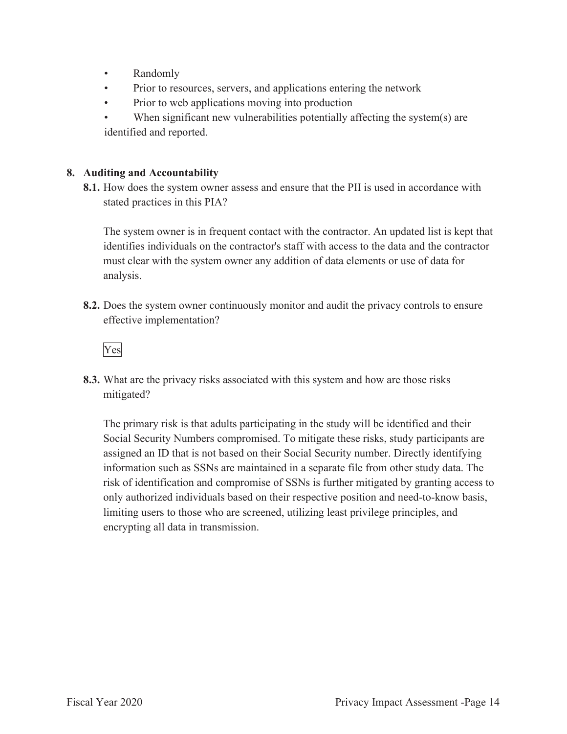- Randomly
- Prior to resources, servers, and applications entering the network
- Prior to web applications moving into production
- When significant new vulnerabilities potentially affecting the system(s) are identified and reported.

## 8. Auditing and Accountability

**8.1.** How does the system owner assess and ensure that the PII is used in accordance with stated practices in this PIA?

The system owner is in frequent contact with the contractor. An updated list is kept that identifies individuals on the contractor's staff with access to the data and the contractor must clear with the system owner any addition of data elements or use of data for analysis.

**8.2.** Does the system owner continuously monitor and audit the privacy controls to ensure effective implementation?

Yes

**8.3.** What are the privacy risks associated with this system and how are those risks mitigated?

The primary risk is that adults participating in the study will be identified and their Social Security Numbers compromised. To mitigate these risks, study participants are assigned an ID that is not based on their Social Security number. Directly identifying information such as SSNs are maintained in a separate file from other study data. The risk of identification and compromise of SSNs is further mitigated by granting access to only authorized individuals based on their respective position and need-to-know basis, limiting users to those who are screened, utilizing least privilege principles, and encrypting all data in transmission.